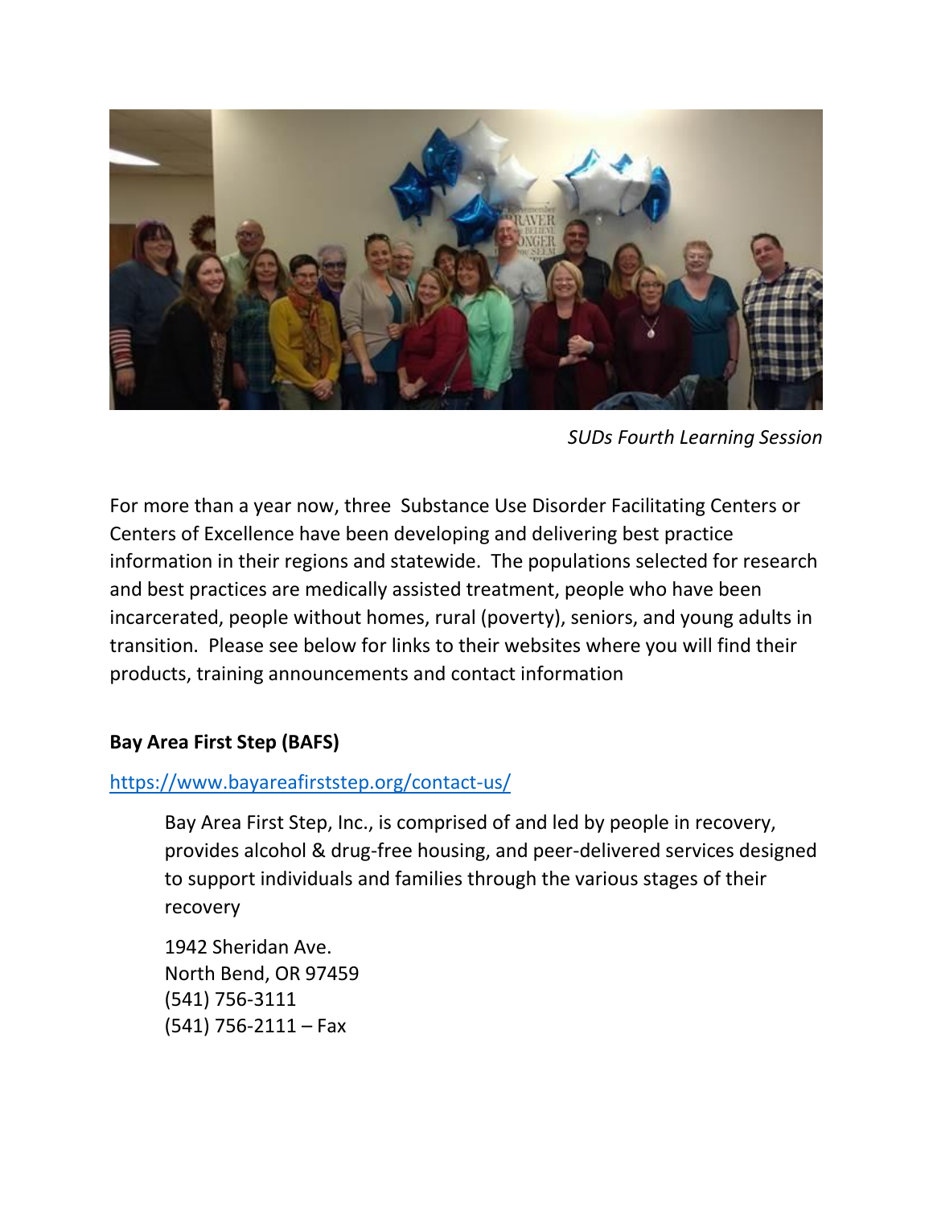*SUDs Fourth Learning Session*

For more than a year now, three Substance Use Disorder Facilitating Centers or Centers of Excellence have been developing and delivering best practice information in their regions and statewide. The populations selected for research and best practices are medically assisted treatment, people who have been incarcerated, people without homes, rural (poverty), seniors, and young adults in transition. Please see below for links to their websites where you will find their products, training announcements and contact information

**Bay Area First Step (BAFS)**

https://www.bayareafirststep.org/contact-us/

> Bay Area First Step, Inc., is comprised of and led by people in recovery, provides alcohol & drug-free housing, and peer-delivered services designed to support individuals and families through the various stages of their recovery
>
> 1942 Sheridan Ave.
> North Bend, OR 97459
> (541) 756-3111
> (541) 756-2111 – Fax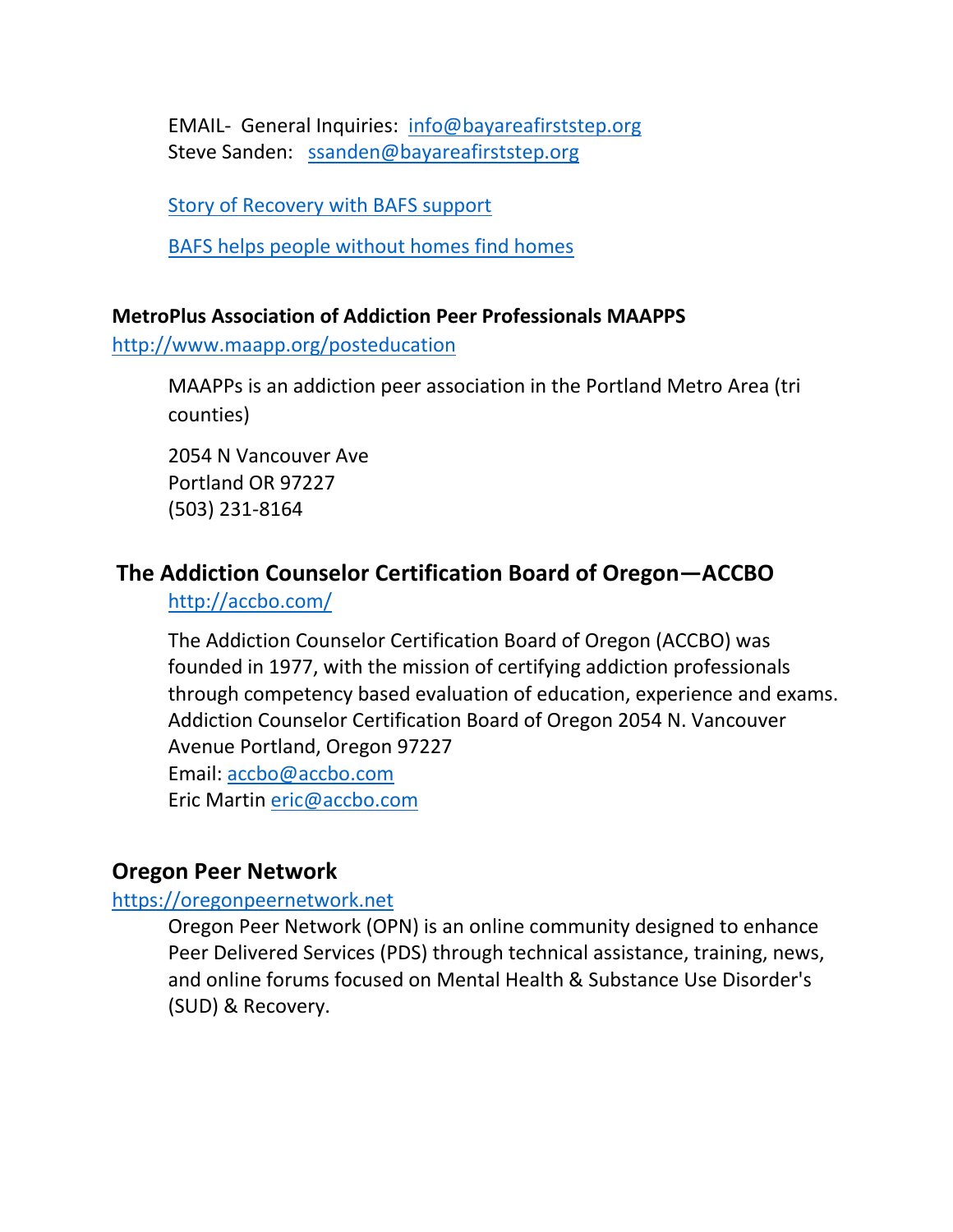EMAIL- General Inquiries: [info@bayareafirststep.org](mailto:info@bayareafirststep.org)
Steve Sanden: [ssanden@bayareafirststep.org](mailto:ssanden@bayareafirststep.org)

Story of Recovery with BAFS support

BAFS helps people without homes find homes

**MetroPlus Association of Addiction Peer Professionals MAAPPS**

http://www.maapp.org/posteducation

MAAPPs is an addiction peer association in the Portland Metro Area (tri counties)

2054 N Vancouver Ave
Portland OR 97227
(503) 231-8164

## The Addiction Counselor Certification Board of Oregon—ACCBO

http://accbo.com/

The Addiction Counselor Certification Board of Oregon (ACCBO) was founded in 1977, with the mission of certifying addiction professionals through competency based evaluation of education, experience and exams. Addiction Counselor Certification Board of Oregon 2054 N. Vancouver Avenue Portland, Oregon 97227
Email: [accbo@accbo.com](mailto:accbo@accbo.com)
Eric Martin [eric@accbo.com](mailto:eric@accbo.com)

## Oregon Peer Network

https://oregonpeernetwork.net

Oregon Peer Network (OPN) is an online community designed to enhance Peer Delivered Services (PDS) through technical assistance, training, news, and online forums focused on Mental Health & Substance Use Disorder's (SUD) & Recovery.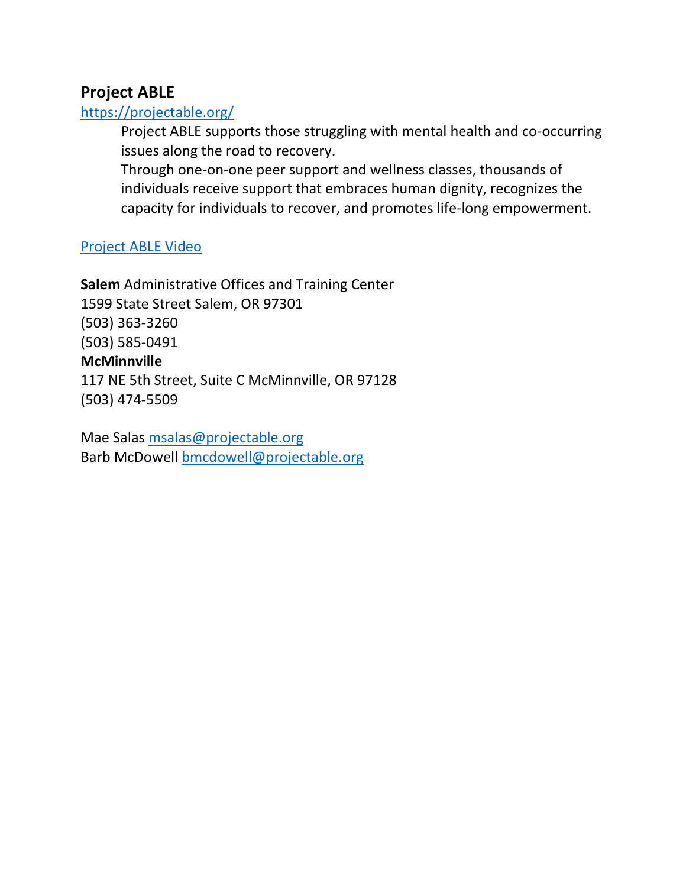## Project ABLE

https://projectable.org/

> Project ABLE supports those struggling with mental health and co-occurring issues along the road to recovery.
> Through one-on-one peer support and wellness classes, thousands of individuals receive support that embraces human dignity, recognizes the capacity for individuals to recover, and promotes life-long empowerment.

Project ABLE Video

**Salem** Administrative Offices and Training Center
1599 State Street Salem, OR 97301
(503) 363-3260
(503) 585-0491
**McMinnville**
117 NE 5th Street, Suite C McMinnville, OR 97128
(503) 474-5509

Mae Salas msalas@projectable.org
Barb McDowell bmcdowell@projectable.org